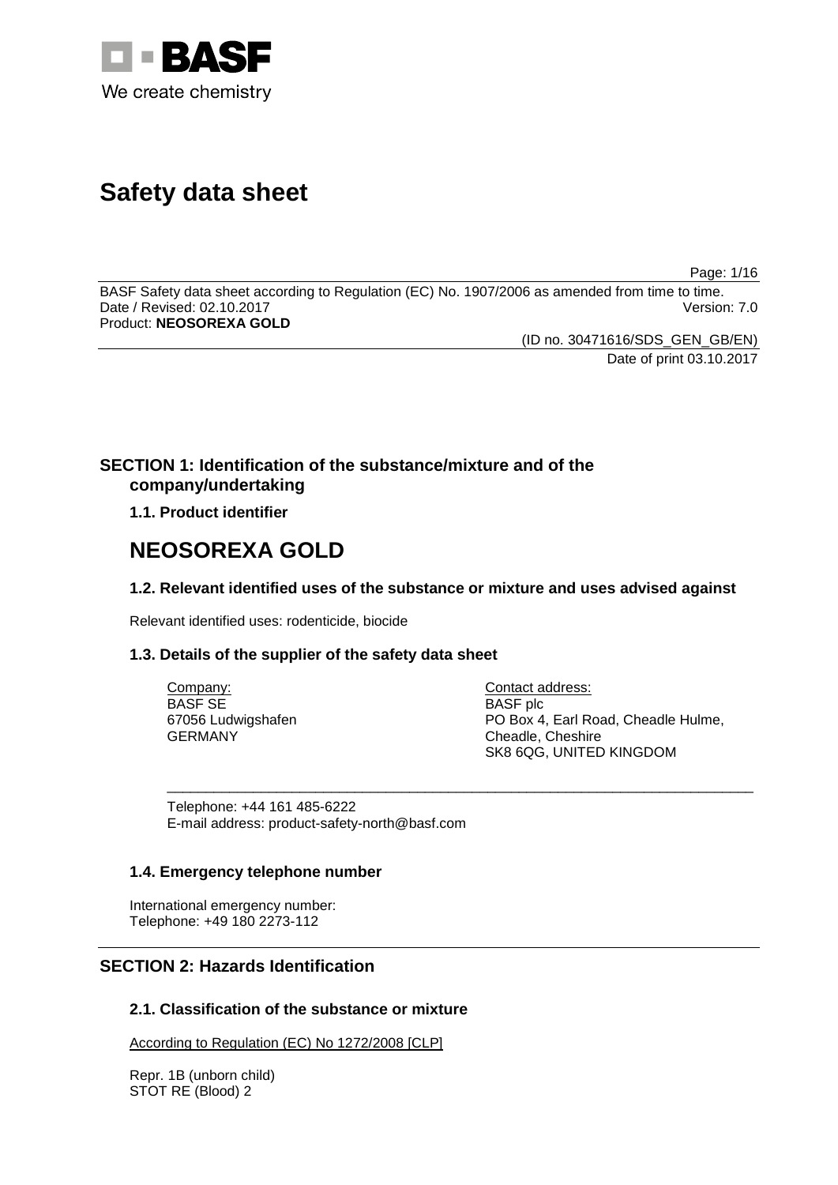BASF

We create chemistry

# Safety data sheet

BASF Safety data sheet according to Regulation (EC) No. 1907/2006 as amended from time to time.
Date / Revised: 02.10.2017 Version: 7.0
Product: **NEOSOREXA GOLD**

(ID no. 30471616/SDS_GEN_GB/EN)
Date of print 03.10.2017

## SECTION 1: Identification of the substance/mixture and of the company/undertaking

### 1.1. Product identifier

# NEOSOREXA GOLD

### 1.2. Relevant identified uses of the substance or mixture and uses advised against

Relevant identified uses: rodenticide, biocide

### 1.3. Details of the supplier of the safety data sheet

Company:
BASF SE
67056 Ludwigshafen
GERMANY

Contact address:
BASF plc
PO Box 4, Earl Road, Cheadle Hulme,
Cheadle, Cheshire
SK8 6QG, UNITED KINGDOM

Telephone: +44 161 485-6222
E-mail address: product-safety-north@basf.com

### 1.4. Emergency telephone number

International emergency number:
Telephone: +49 180 2273-112

## SECTION 2: Hazards Identification

### 2.1. Classification of the substance or mixture

According to Regulation (EC) No 1272/2008 [CLP]

Repr. 1B (unborn child)
STOT RE (Blood) 2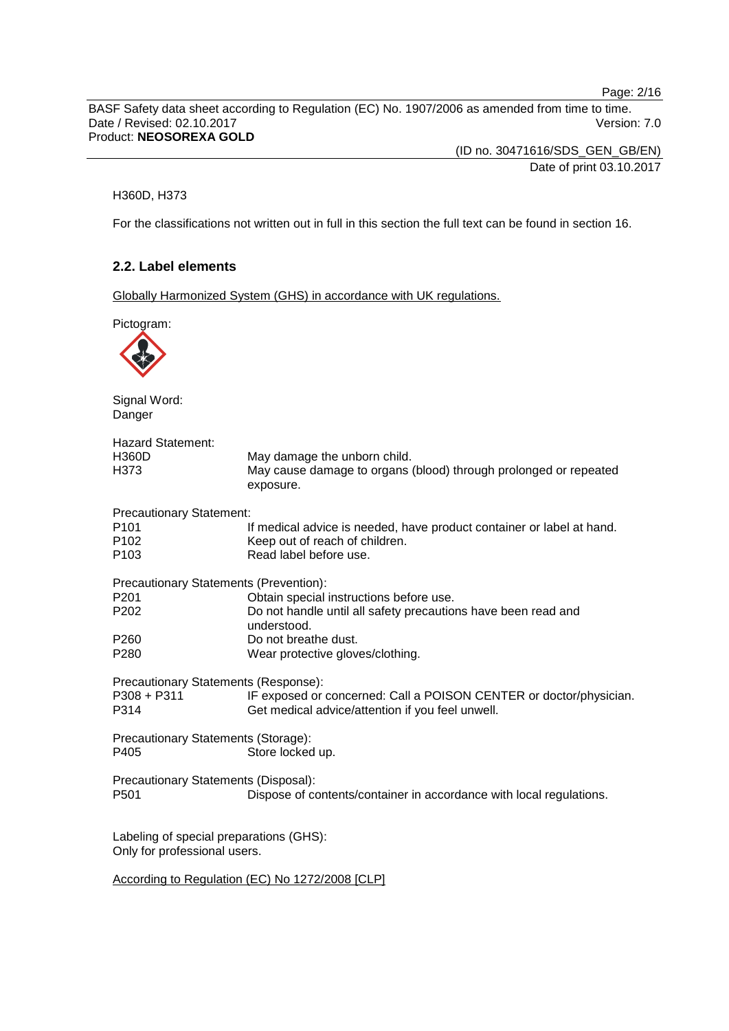H360D, H373

For the classifications not written out in full in this section the full text can be found in section 16.

## 2.2. Label elements

Globally Harmonized System (GHS) in accordance with UK regulations.

Pictogram:

Signal Word:
Danger

Hazard Statement:

| | |
|---|---|
| H360D | May damage the unborn child. |
| H373 | May cause damage to organs (blood) through prolonged or repeated exposure. |

Precautionary Statement:

| | |
|---|---|
| P101 | If medical advice is needed, have product container or label at hand. |
| P102 | Keep out of reach of children. |
| P103 | Read label before use. |

Precautionary Statements (Prevention):

| | |
|---|---|
| P201 | Obtain special instructions before use. |
| P202 | Do not handle until all safety precautions have been read and understood. |
| P260 | Do not breathe dust. |
| P280 | Wear protective gloves/clothing. |

Precautionary Statements (Response):

| | |
|---|---|
| P308 + P311 | IF exposed or concerned: Call a POISON CENTER or doctor/physician. |
| P314 | Get medical advice/attention if you feel unwell. |

Precautionary Statements (Storage):

| | |
|---|---|
| P405 | Store locked up. |

Precautionary Statements (Disposal):

| | |
|---|---|
| P501 | Dispose of contents/container in accordance with local regulations. |

Labeling of special preparations (GHS):
Only for professional users.

According to Regulation (EC) No 1272/2008 [CLP]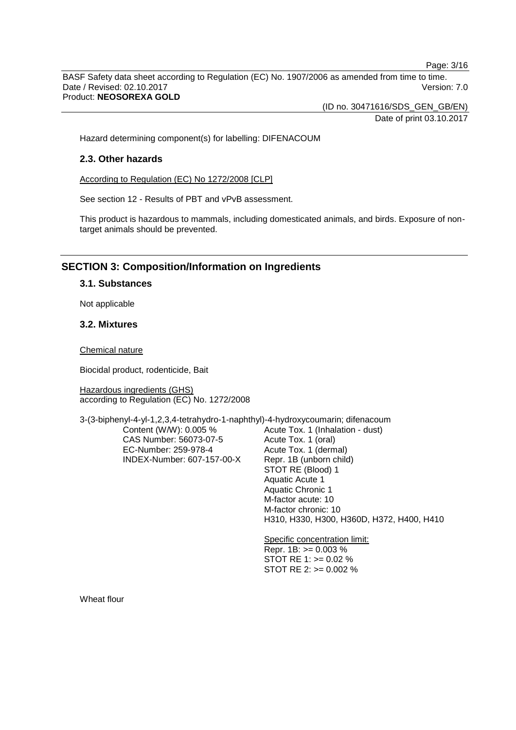Hazard determining component(s) for labelling: DIFENACOUM

### 2.3. Other hazards

According to Regulation (EC) No 1272/2008 [CLP]

See section 12 - Results of PBT and vPvB assessment.

This product is hazardous to mammals, including domesticated animals, and birds. Exposure of non-target animals should be prevented.

## SECTION 3: Composition/Information on Ingredients

### 3.1. Substances

Not applicable

### 3.2. Mixtures

Chemical nature

Biocidal product, rodenticide, Bait

Hazardous ingredients (GHS)
according to Regulation (EC) No. 1272/2008

3-(3-biphenyl-4-yl-1,2,3,4-tetrahydro-1-naphthyl)-4-hydroxycoumarin; difenacoum

| | |
|---|---|
| Content (W/W): 0.005 % | Acute Tox. 1 (Inhalation - dust) |
| CAS Number: 56073-07-5 | Acute Tox. 1 (oral) |
| EC-Number: 259-978-4 | Acute Tox. 1 (dermal) |
| INDEX-Number: 607-157-00-X | Repr. 1B (unborn child) |
| | STOT RE (Blood) 1 |
| | Aquatic Acute 1 |
| | Aquatic Chronic 1 |
| | M-factor acute: 10 |
| | M-factor chronic: 10 |
| | H310, H330, H300, H360D, H372, H400, H410 |
| | Specific concentration limit: |
| | Repr. 1B: >= 0.003 % |
| | STOT RE 1: >= 0.02 % |
| | STOT RE 2: >= 0.002 % |

Wheat flour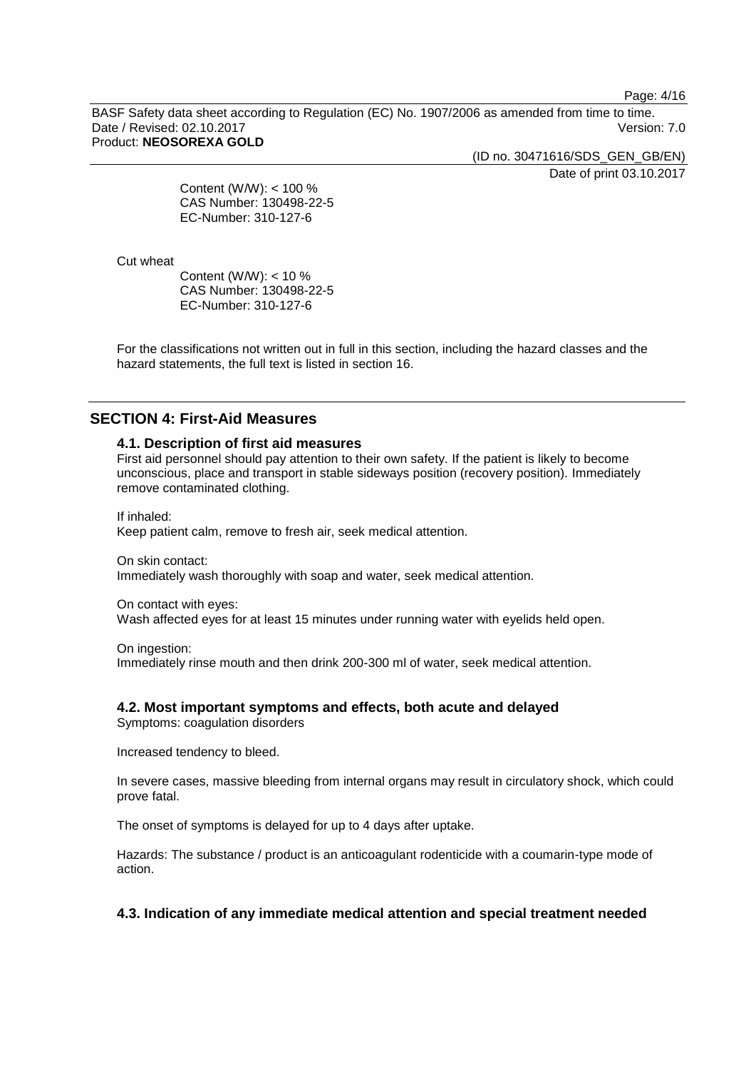Content (W/W): < 100 %
CAS Number: 130498-22-5
EC-Number: 310-127-6

Cut wheat

Content (W/W): < 10 %
CAS Number: 130498-22-5
EC-Number: 310-127-6

For the classifications not written out in full in this section, including the hazard classes and the hazard statements, the full text is listed in section 16.

## SECTION 4: First-Aid Measures

### 4.1. Description of first aid measures

First aid personnel should pay attention to their own safety. If the patient is likely to become unconscious, place and transport in stable sideways position (recovery position). Immediately remove contaminated clothing.

If inhaled:
Keep patient calm, remove to fresh air, seek medical attention.

On skin contact:
Immediately wash thoroughly with soap and water, seek medical attention.

On contact with eyes:
Wash affected eyes for at least 15 minutes under running water with eyelids held open.

On ingestion:
Immediately rinse mouth and then drink 200-300 ml of water, seek medical attention.

### 4.2. Most important symptoms and effects, both acute and delayed

Symptoms: coagulation disorders

Increased tendency to bleed.

In severe cases, massive bleeding from internal organs may result in circulatory shock, which could prove fatal.

The onset of symptoms is delayed for up to 4 days after uptake.

Hazards: The substance / product is an anticoagulant rodenticide with a coumarin-type mode of action.

### 4.3. Indication of any immediate medical attention and special treatment needed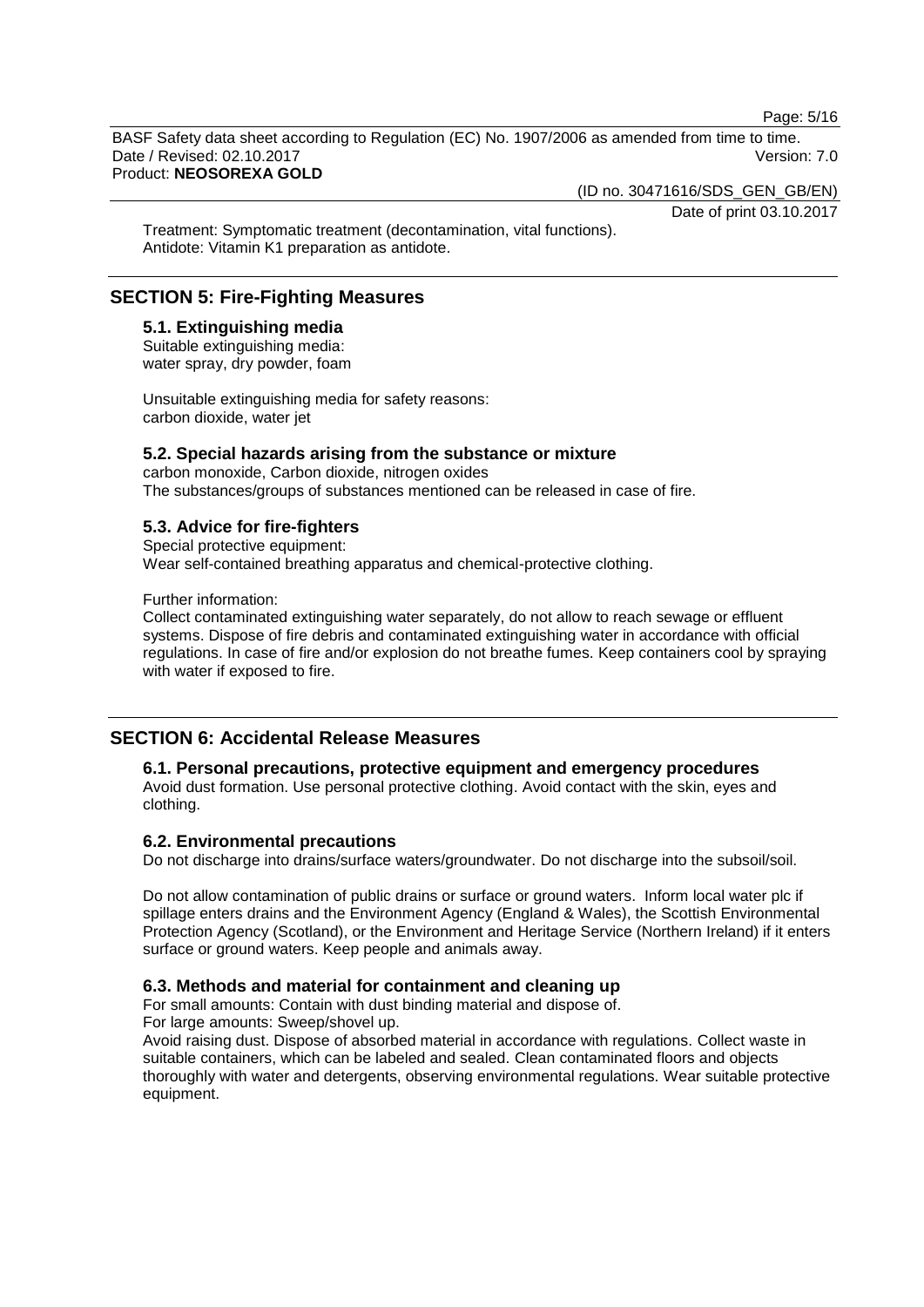Treatment: Symptomatic treatment (decontamination, vital functions).
Antidote: Vitamin K1 preparation as antidote.

## SECTION 5: Fire-Fighting Measures

### 5.1. Extinguishing media

Suitable extinguishing media:
water spray, dry powder, foam

Unsuitable extinguishing media for safety reasons:
carbon dioxide, water jet

### 5.2. Special hazards arising from the substance or mixture

carbon monoxide, Carbon dioxide, nitrogen oxides
The substances/groups of substances mentioned can be released in case of fire.

### 5.3. Advice for fire-fighters

Special protective equipment:
Wear self-contained breathing apparatus and chemical-protective clothing.

Further information:
Collect contaminated extinguishing water separately, do not allow to reach sewage or effluent systems. Dispose of fire debris and contaminated extinguishing water in accordance with official regulations. In case of fire and/or explosion do not breathe fumes. Keep containers cool by spraying with water if exposed to fire.

## SECTION 6: Accidental Release Measures

### 6.1. Personal precautions, protective equipment and emergency procedures

Avoid dust formation. Use personal protective clothing. Avoid contact with the skin, eyes and clothing.

### 6.2. Environmental precautions

Do not discharge into drains/surface waters/groundwater. Do not discharge into the subsoil/soil.

Do not allow contamination of public drains or surface or ground waters. Inform local water plc if spillage enters drains and the Environment Agency (England & Wales), the Scottish Environmental Protection Agency (Scotland), or the Environment and Heritage Service (Northern Ireland) if it enters surface or ground waters. Keep people and animals away.

### 6.3. Methods and material for containment and cleaning up

For small amounts: Contain with dust binding material and dispose of.
For large amounts: Sweep/shovel up.
Avoid raising dust. Dispose of absorbed material in accordance with regulations. Collect waste in suitable containers, which can be labeled and sealed. Clean contaminated floors and objects thoroughly with water and detergents, observing environmental regulations. Wear suitable protective equipment.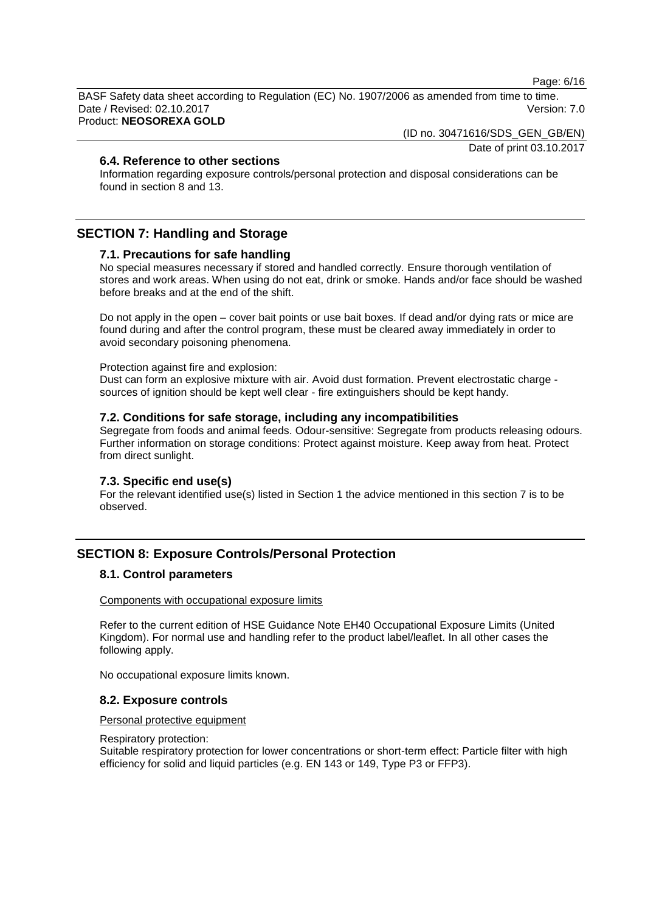### 6.4. Reference to other sections

Information regarding exposure controls/personal protection and disposal considerations can be found in section 8 and 13.

## SECTION 7: Handling and Storage

### 7.1. Precautions for safe handling

No special measures necessary if stored and handled correctly. Ensure thorough ventilation of stores and work areas. When using do not eat, drink or smoke. Hands and/or face should be washed before breaks and at the end of the shift.

Do not apply in the open – cover bait points or use bait boxes. If dead and/or dying rats or mice are found during and after the control program, these must be cleared away immediately in order to avoid secondary poisoning phenomena.

Protection against fire and explosion:
Dust can form an explosive mixture with air. Avoid dust formation. Prevent electrostatic charge - sources of ignition should be kept well clear - fire extinguishers should be kept handy.

### 7.2. Conditions for safe storage, including any incompatibilities

Segregate from foods and animal feeds. Odour-sensitive: Segregate from products releasing odours. Further information on storage conditions: Protect against moisture. Keep away from heat. Protect from direct sunlight.

### 7.3. Specific end use(s)

For the relevant identified use(s) listed in Section 1 the advice mentioned in this section 7 is to be observed.

## SECTION 8: Exposure Controls/Personal Protection

### 8.1. Control parameters

Components with occupational exposure limits

Refer to the current edition of HSE Guidance Note EH40 Occupational Exposure Limits (United Kingdom). For normal use and handling refer to the product label/leaflet. In all other cases the following apply.

No occupational exposure limits known.

### 8.2. Exposure controls

Personal protective equipment

Respiratory protection:
Suitable respiratory protection for lower concentrations or short-term effect: Particle filter with high efficiency for solid and liquid particles (e.g. EN 143 or 149, Type P3 or FFP3).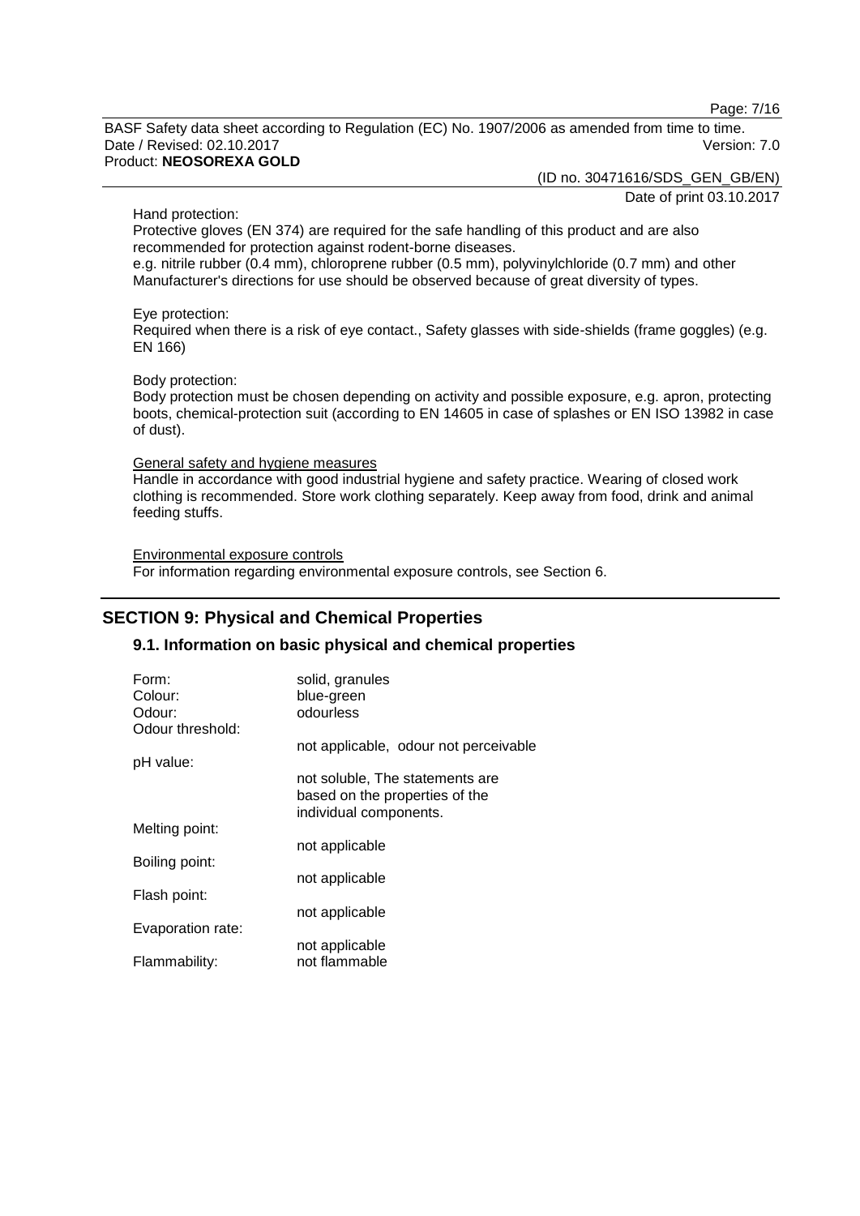Hand protection:

Protective gloves (EN 374) are required for the safe handling of this product and are also recommended for protection against rodent-borne diseases.
e.g. nitrile rubber (0.4 mm), chloroprene rubber (0.5 mm), polyvinylchloride (0.7 mm) and other Manufacturer's directions for use should be observed because of great diversity of types.

Eye protection:

Required when there is a risk of eye contact., Safety glasses with side-shields (frame goggles) (e.g. EN 166)

Body protection:

Body protection must be chosen depending on activity and possible exposure, e.g. apron, protecting boots, chemical-protection suit (according to EN 14605 in case of splashes or EN ISO 13982 in case of dust).

General safety and hygiene measures

Handle in accordance with good industrial hygiene and safety practice. Wearing of closed work clothing is recommended. Store work clothing separately. Keep away from food, drink and animal feeding stuffs.

Environmental exposure controls

For information regarding environmental exposure controls, see Section 6.

## SECTION 9: Physical and Chemical Properties

### 9.1. Information on basic physical and chemical properties

| | |
|---|---|
| Form: | solid, granules |
| Colour: | blue-green |
| Odour: | odourless |
| Odour threshold: | not applicable, odour not perceivable |
| pH value: | not soluble, The statements are based on the properties of the individual components. |
| Melting point: | not applicable |
| Boiling point: | not applicable |
| Flash point: | not applicable |
| Evaporation rate: | not applicable |
| Flammability: | not flammable |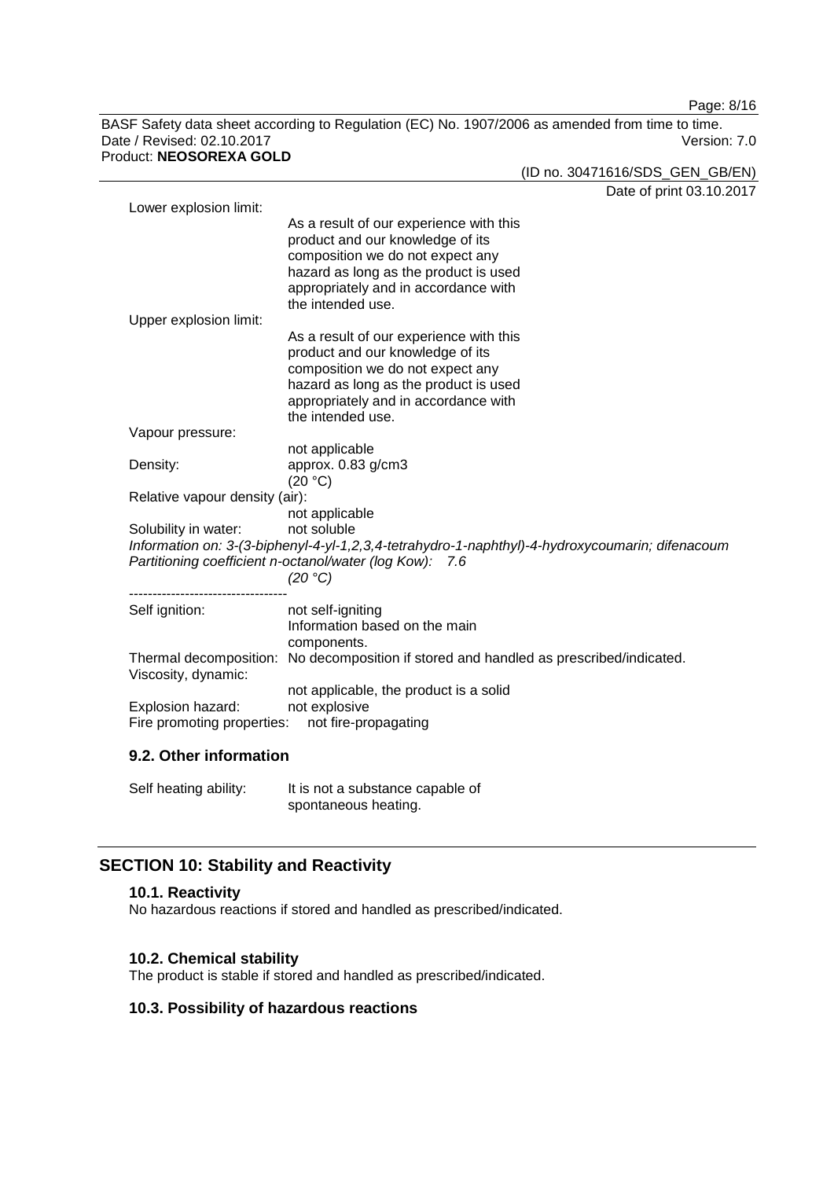Lower explosion limit:
As a result of our experience with this product and our knowledge of its composition we do not expect any hazard as long as the product is used appropriately and in accordance with the intended use.

Upper explosion limit:
As a result of our experience with this product and our knowledge of its composition we do not expect any hazard as long as the product is used appropriately and in accordance with the intended use.

Vapour pressure:
not applicable

Density: approx. 0.83 g/cm3
(20 °C)

Relative vapour density (air):
not applicable

Solubility in water: not soluble

*Information on: 3-(3-biphenyl-4-yl-1,2,3,4-tetrahydro-1-naphthyl)-4-hydroxycoumarin; difenacoum*
*Partitioning coefficient n-octanol/water (log Kow): 7.6*
*(20 °C)*

----------------------------------

Self ignition: not self-igniting
Information based on the main components.

Thermal decomposition: No decomposition if stored and handled as prescribed/indicated.

Viscosity, dynamic:
not applicable, the product is a solid

Explosion hazard: not explosive

Fire promoting properties: not fire-propagating

### 9.2. Other information

Self heating ability: It is not a substance capable of spontaneous heating.

## SECTION 10: Stability and Reactivity

### 10.1. Reactivity

No hazardous reactions if stored and handled as prescribed/indicated.

### 10.2. Chemical stability

The product is stable if stored and handled as prescribed/indicated.

### 10.3. Possibility of hazardous reactions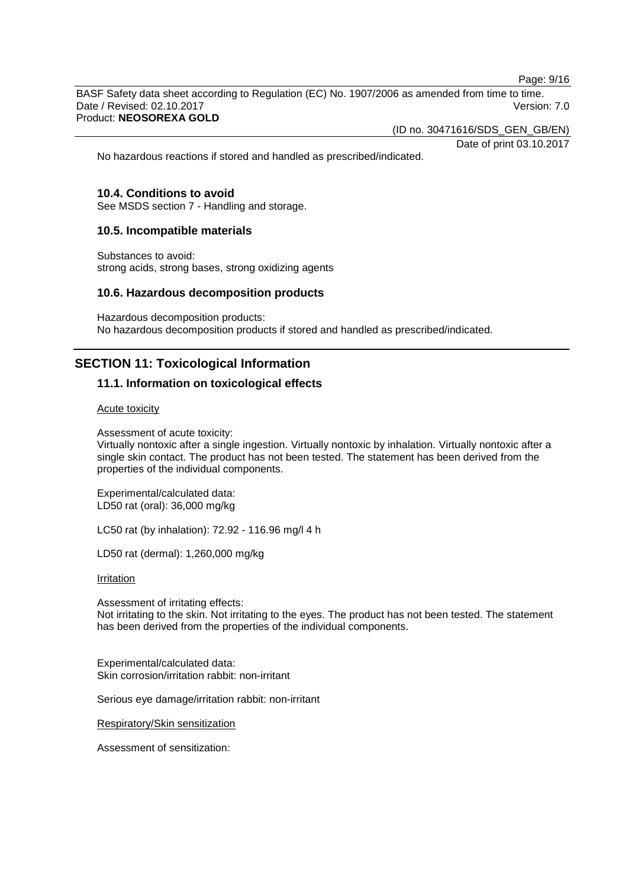No hazardous reactions if stored and handled as prescribed/indicated.

### 10.4. Conditions to avoid

See MSDS section 7 - Handling and storage.

### 10.5. Incompatible materials

Substances to avoid:
strong acids, strong bases, strong oxidizing agents

### 10.6. Hazardous decomposition products

Hazardous decomposition products:
No hazardous decomposition products if stored and handled as prescribed/indicated.

## SECTION 11: Toxicological Information

### 11.1. Information on toxicological effects

Acute toxicity

Assessment of acute toxicity:
Virtually nontoxic after a single ingestion. Virtually nontoxic by inhalation. Virtually nontoxic after a single skin contact. The product has not been tested. The statement has been derived from the properties of the individual components.

Experimental/calculated data:
LD50 rat (oral): 36,000 mg/kg

LC50 rat (by inhalation): 72.92 - 116.96 mg/l 4 h

LD50 rat (dermal): 1,260,000 mg/kg

Irritation

Assessment of irritating effects:
Not irritating to the skin. Not irritating to the eyes. The product has not been tested. The statement has been derived from the properties of the individual components.

Experimental/calculated data:
Skin corrosion/irritation rabbit: non-irritant

Serious eye damage/irritation rabbit: non-irritant

Respiratory/Skin sensitization

Assessment of sensitization: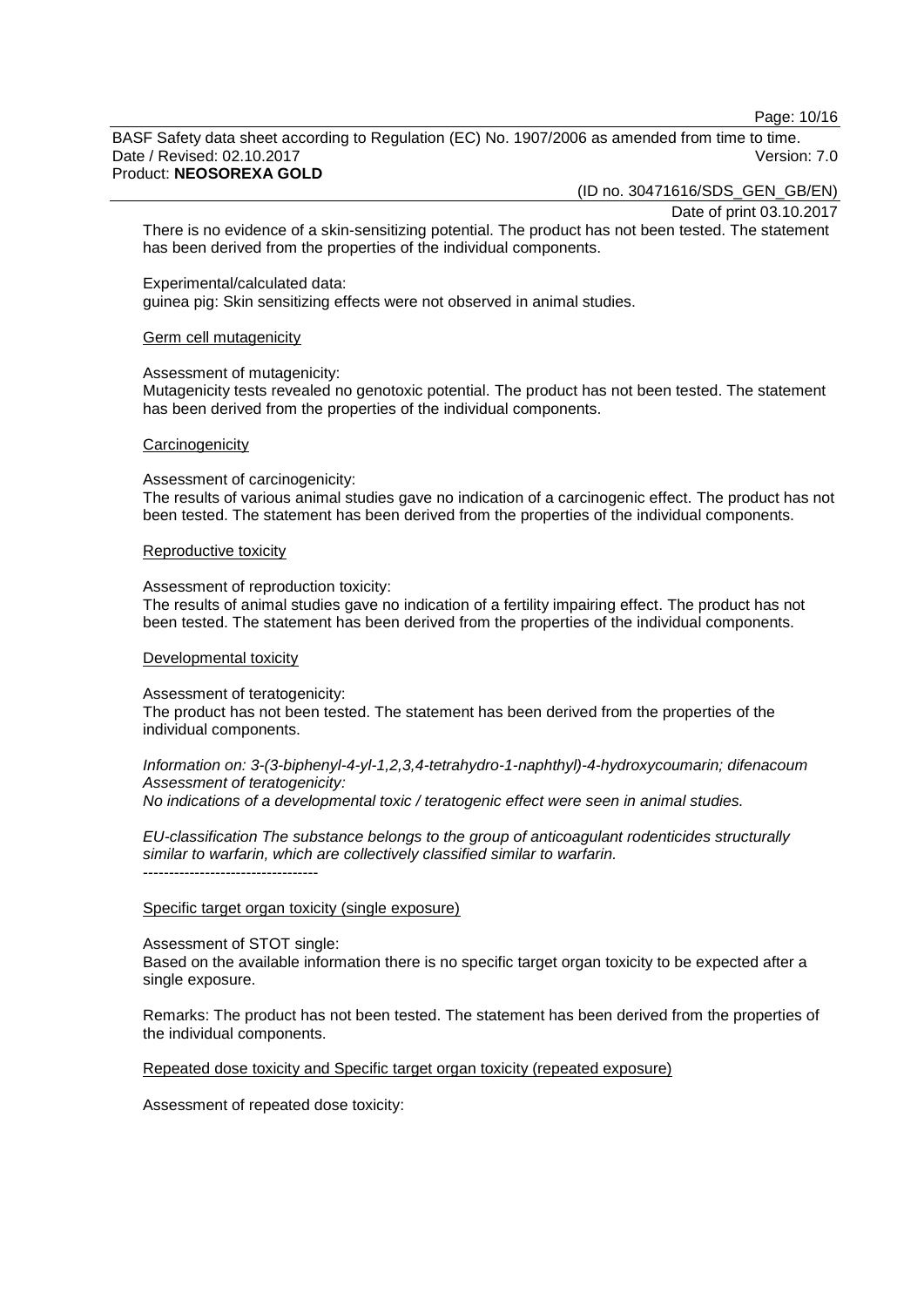There is no evidence of a skin-sensitizing potential. The product has not been tested. The statement has been derived from the properties of the individual components.

Experimental/calculated data:
guinea pig: Skin sensitizing effects were not observed in animal studies.

Germ cell mutagenicity

Assessment of mutagenicity:
Mutagenicity tests revealed no genotoxic potential. The product has not been tested. The statement has been derived from the properties of the individual components.

Carcinogenicity

Assessment of carcinogenicity:
The results of various animal studies gave no indication of a carcinogenic effect. The product has not been tested. The statement has been derived from the properties of the individual components.

Reproductive toxicity

Assessment of reproduction toxicity:
The results of animal studies gave no indication of a fertility impairing effect. The product has not been tested. The statement has been derived from the properties of the individual components.

Developmental toxicity

Assessment of teratogenicity:
The product has not been tested. The statement has been derived from the properties of the individual components.

*Information on: 3-(3-biphenyl-4-yl-1,2,3,4-tetrahydro-1-naphthyl)-4-hydroxycoumarin; difenacoum*
*Assessment of teratogenicity:*
*No indications of a developmental toxic / teratogenic effect were seen in animal studies.*

*EU-classification The substance belongs to the group of anticoagulant rodenticides structurally similar to warfarin, which are collectively classified similar to warfarin.*
----------------------------------

Specific target organ toxicity (single exposure)

Assessment of STOT single:
Based on the available information there is no specific target organ toxicity to be expected after a single exposure.

Remarks: The product has not been tested. The statement has been derived from the properties of the individual components.

Repeated dose toxicity and Specific target organ toxicity (repeated exposure)

Assessment of repeated dose toxicity: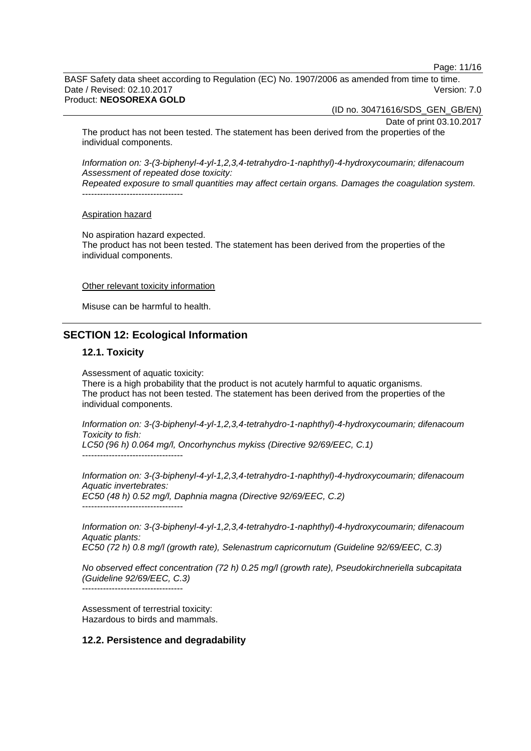The product has not been tested. The statement has been derived from the properties of the individual components.

*Information on: 3-(3-biphenyl-4-yl-1,2,3,4-tetrahydro-1-naphthyl)-4-hydroxycoumarin; difenacoum*
*Assessment of repeated dose toxicity:*
*Repeated exposure to small quantities may affect certain organs. Damages the coagulation system.*
----------------------------------

Aspiration hazard

No aspiration hazard expected.
The product has not been tested. The statement has been derived from the properties of the individual components.

Other relevant toxicity information

Misuse can be harmful to health.

## SECTION 12: Ecological Information

### 12.1. Toxicity

Assessment of aquatic toxicity:
There is a high probability that the product is not acutely harmful to aquatic organisms.
The product has not been tested. The statement has been derived from the properties of the individual components.

*Information on: 3-(3-biphenyl-4-yl-1,2,3,4-tetrahydro-1-naphthyl)-4-hydroxycoumarin; difenacoum*
*Toxicity to fish:*
*LC50 (96 h) 0.064 mg/l, Oncorhynchus mykiss (Directive 92/69/EEC, C.1)*
----------------------------------

*Information on: 3-(3-biphenyl-4-yl-1,2,3,4-tetrahydro-1-naphthyl)-4-hydroxycoumarin; difenacoum*
*Aquatic invertebrates:*
*EC50 (48 h) 0.52 mg/l, Daphnia magna (Directive 92/69/EEC, C.2)*
----------------------------------

*Information on: 3-(3-biphenyl-4-yl-1,2,3,4-tetrahydro-1-naphthyl)-4-hydroxycoumarin; difenacoum*
*Aquatic plants:*
*EC50 (72 h) 0.8 mg/l (growth rate), Selenastrum capricornutum (Guideline 92/69/EEC, C.3)*

*No observed effect concentration (72 h) 0.25 mg/l (growth rate), Pseudokirchneriella subcapitata (Guideline 92/69/EEC, C.3)*
----------------------------------

Assessment of terrestrial toxicity:
Hazardous to birds and mammals.

### 12.2. Persistence and degradability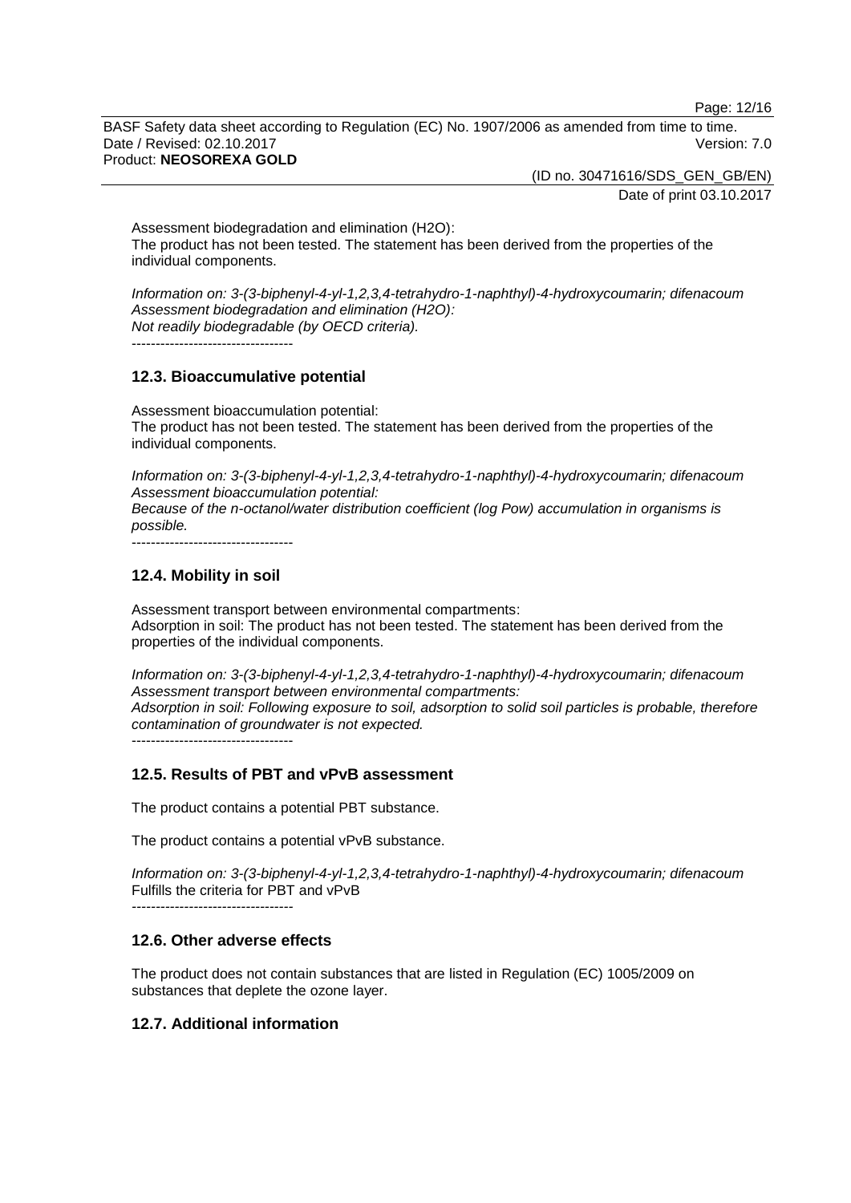Assessment biodegradation and elimination ($H_2O$):
The product has not been tested. The statement has been derived from the properties of the individual components.

*Information on: 3-(3-biphenyl-4-yl-1,2,3,4-tetrahydro-1-naphthyl)-4-hydroxycoumarin; difenacoum*
*Assessment biodegradation and elimination ($H_2O$):*
*Not readily biodegradable (by OECD criteria).*

----------------------------------

## 12.3. Bioaccumulative potential

Assessment bioaccumulation potential:
The product has not been tested. The statement has been derived from the properties of the individual components.

*Information on: 3-(3-biphenyl-4-yl-1,2,3,4-tetrahydro-1-naphthyl)-4-hydroxycoumarin; difenacoum*
*Assessment bioaccumulation potential:*
*Because of the n-octanol/water distribution coefficient (log Pow) accumulation in organisms is possible.*

----------------------------------

## 12.4. Mobility in soil

Assessment transport between environmental compartments:
Adsorption in soil: The product has not been tested. The statement has been derived from the properties of the individual components.

*Information on: 3-(3-biphenyl-4-yl-1,2,3,4-tetrahydro-1-naphthyl)-4-hydroxycoumarin; difenacoum*
*Assessment transport between environmental compartments:*
*Adsorption in soil: Following exposure to soil, adsorption to solid soil particles is probable, therefore contamination of groundwater is not expected.*

----------------------------------

## 12.5. Results of PBT and vPvB assessment

The product contains a potential PBT substance.

The product contains a potential vPvB substance.

*Information on: 3-(3-biphenyl-4-yl-1,2,3,4-tetrahydro-1-naphthyl)-4-hydroxycoumarin; difenacoum*
Fulfills the criteria for PBT and vPvB

----------------------------------

## 12.6. Other adverse effects

The product does not contain substances that are listed in Regulation (EC) 1005/2009 on substances that deplete the ozone layer.

## 12.7. Additional information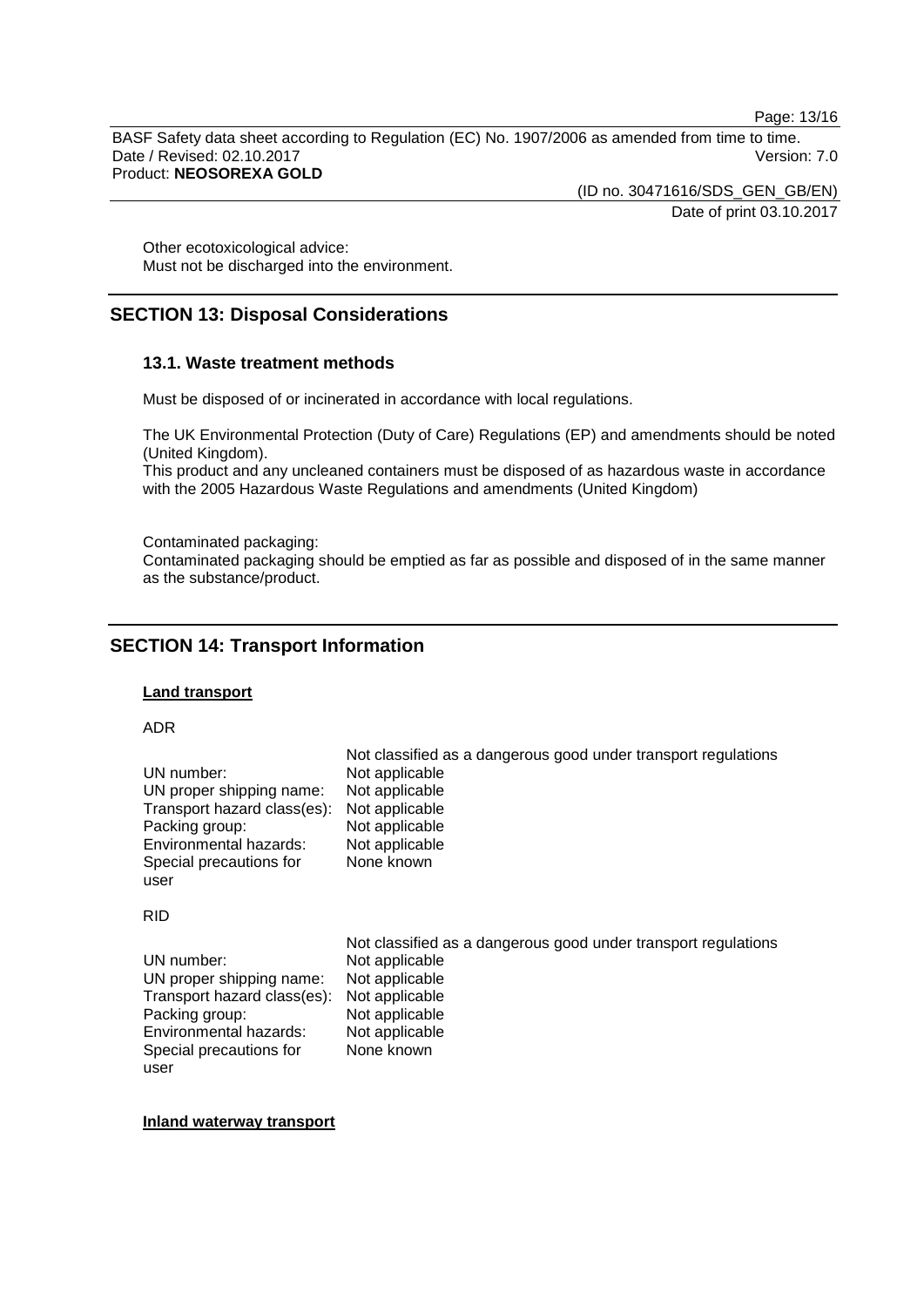Other ecotoxicological advice:
Must not be discharged into the environment.

## SECTION 13: Disposal Considerations

### 13.1. Waste treatment methods

Must be disposed of or incinerated in accordance with local regulations.

The UK Environmental Protection (Duty of Care) Regulations (EP) and amendments should be noted (United Kingdom).
This product and any uncleaned containers must be disposed of as hazardous waste in accordance with the 2005 Hazardous Waste Regulations and amendments (United Kingdom)

Contaminated packaging:
Contaminated packaging should be emptied as far as possible and disposed of in the same manner as the substance/product.

## SECTION 14: Transport Information

**Land transport**

ADR

| | Not classified as a dangerous good under transport regulations |
|---|---|
| UN number: | Not applicable |
| UN proper shipping name: | Not applicable |
| Transport hazard class(es): | Not applicable |
| Packing group: | Not applicable |
| Environmental hazards: | Not applicable |
| Special precautions for user | None known |

RID

| | Not classified as a dangerous good under transport regulations |
|---|---|
| UN number: | Not applicable |
| UN proper shipping name: | Not applicable |
| Transport hazard class(es): | Not applicable |
| Packing group: | Not applicable |
| Environmental hazards: | Not applicable |
| Special precautions for user | None known |

**Inland waterway transport**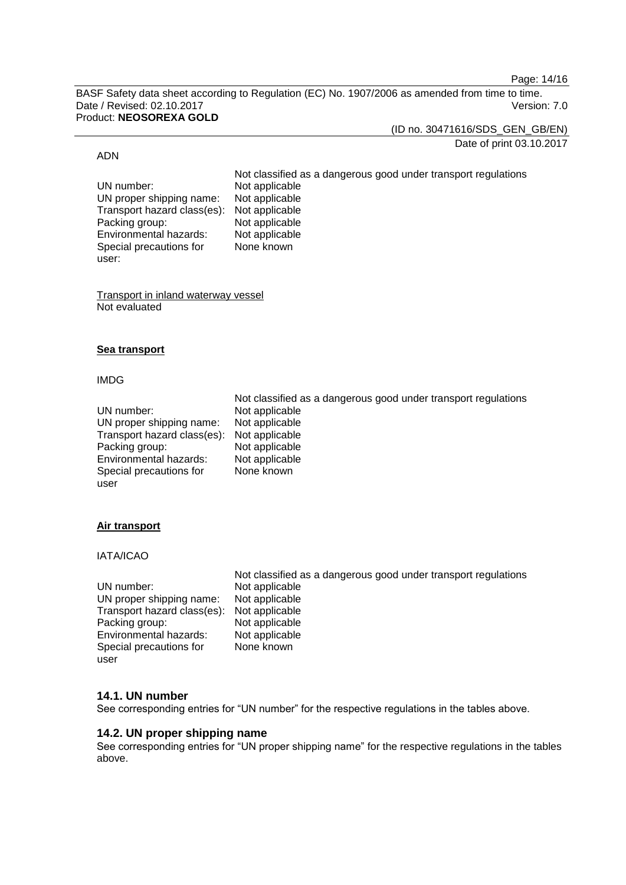ADN

| | Not classified as a dangerous good under transport regulations |
|---|---|
| UN number: | Not applicable |
| UN proper shipping name: | Not applicable |
| Transport hazard class(es): | Not applicable |
| Packing group: | Not applicable |
| Environmental hazards: | Not applicable |
| Special precautions for user: | None known |

Transport in inland waterway vessel
Not evaluated

**Sea transport**

IMDG

| | Not classified as a dangerous good under transport regulations |
|---|---|
| UN number: | Not applicable |
| UN proper shipping name: | Not applicable |
| Transport hazard class(es): | Not applicable |
| Packing group: | Not applicable |
| Environmental hazards: | Not applicable |
| Special precautions for user | None known |

**Air transport**

IATA/ICAO

| | Not classified as a dangerous good under transport regulations |
|---|---|
| UN number: | Not applicable |
| UN proper shipping name: | Not applicable |
| Transport hazard class(es): | Not applicable |
| Packing group: | Not applicable |
| Environmental hazards: | Not applicable |
| Special precautions for user | None known |

## 14.1. UN number

See corresponding entries for "UN number" for the respective regulations in the tables above.

## 14.2. UN proper shipping name

See corresponding entries for "UN proper shipping name" for the respective regulations in the tables above.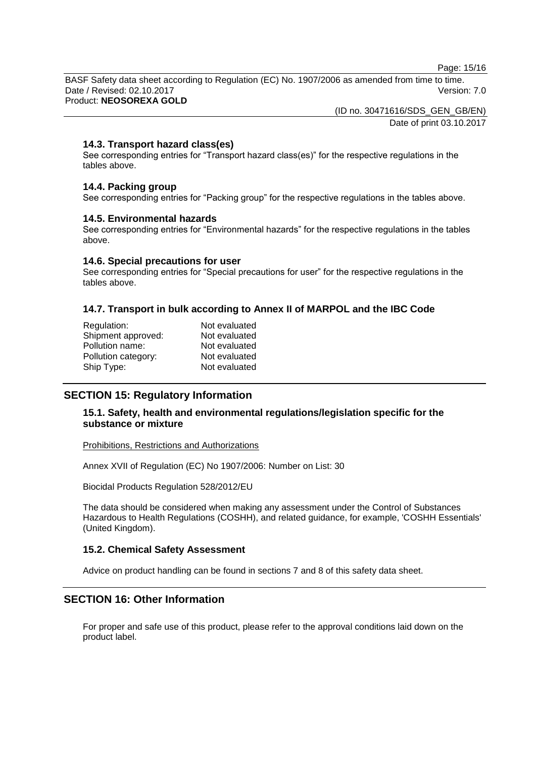### 14.3. Transport hazard class(es)

See corresponding entries for "Transport hazard class(es)" for the respective regulations in the tables above.

### 14.4. Packing group

See corresponding entries for "Packing group" for the respective regulations in the tables above.

### 14.5. Environmental hazards

See corresponding entries for "Environmental hazards" for the respective regulations in the tables above.

### 14.6. Special precautions for user

See corresponding entries for "Special precautions for user" for the respective regulations in the tables above.

### 14.7. Transport in bulk according to Annex II of MARPOL and the IBC Code

| | |
|---|---|
| Regulation: | Not evaluated |
| Shipment approved: | Not evaluated |
| Pollution name: | Not evaluated |
| Pollution category: | Not evaluated |
| Ship Type: | Not evaluated |

## SECTION 15: Regulatory Information

### 15.1. Safety, health and environmental regulations/legislation specific for the substance or mixture

Prohibitions, Restrictions and Authorizations

Annex XVII of Regulation (EC) No 1907/2006: Number on List: 30

Biocidal Products Regulation 528/2012/EU

The data should be considered when making any assessment under the Control of Substances Hazardous to Health Regulations (COSHH), and related guidance, for example, 'COSHH Essentials' (United Kingdom).

### 15.2. Chemical Safety Assessment

Advice on product handling can be found in sections 7 and 8 of this safety data sheet.

## SECTION 16: Other Information

For proper and safe use of this product, please refer to the approval conditions laid down on the product label.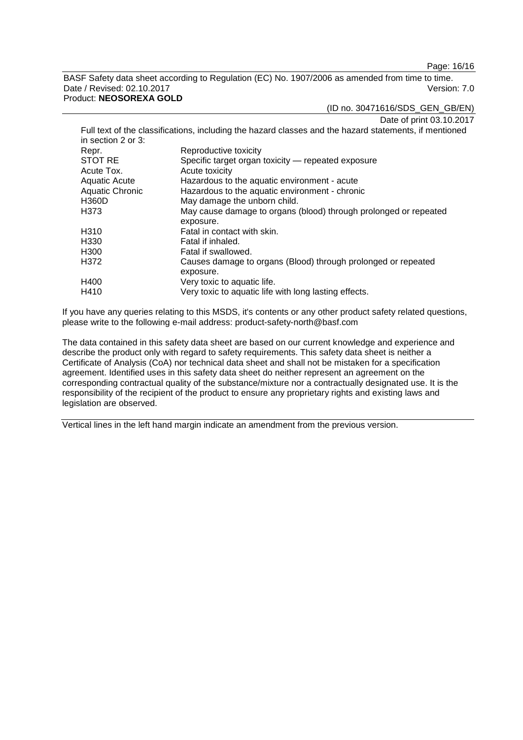Full text of the classifications, including the hazard classes and the hazard statements, if mentioned in section 2 or 3:

| | |
|---|---|
| Repr. | Reproductive toxicity |
| STOT RE | Specific target organ toxicity — repeated exposure |
| Acute Tox. | Acute toxicity |
| Aquatic Acute | Hazardous to the aquatic environment - acute |
| Aquatic Chronic | Hazardous to the aquatic environment - chronic |
| H360D | May damage the unborn child. |
| H373 | May cause damage to organs (blood) through prolonged or repeated exposure. |
| H310 | Fatal in contact with skin. |
| H330 | Fatal if inhaled. |
| H300 | Fatal if swallowed. |
| H372 | Causes damage to organs (Blood) through prolonged or repeated exposure. |
| H400 | Very toxic to aquatic life. |
| H410 | Very toxic to aquatic life with long lasting effects. |

If you have any queries relating to this MSDS, it's contents or any other product safety related questions, please write to the following e-mail address: product-safety-north@basf.com

The data contained in this safety data sheet are based on our current knowledge and experience and describe the product only with regard to safety requirements. This safety data sheet is neither a Certificate of Analysis (CoA) nor technical data sheet and shall not be mistaken for a specification agreement. Identified uses in this safety data sheet do neither represent an agreement on the corresponding contractual quality of the substance/mixture nor a contractually designated use. It is the responsibility of the recipient of the product to ensure any proprietary rights and existing laws and legislation are observed.

---

Vertical lines in the left hand margin indicate an amendment from the previous version.